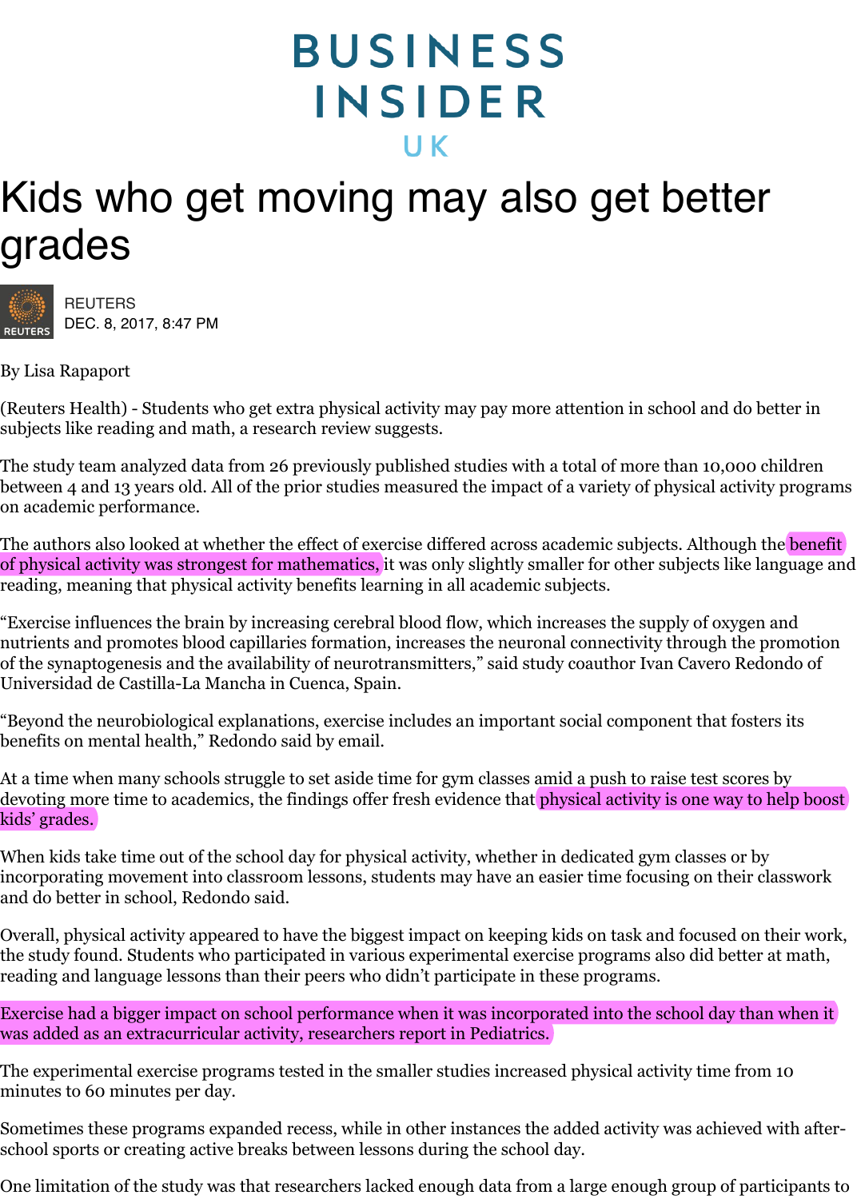# BUSINESS INSIDER UK

# Kids who get moving may also get better grades

REUTERS
DEC. 8, 2017, 8:47 PM

By Lisa Rapaport

(Reuters Health) - Students who get extra physical activity may pay more attention in school and do better in subjects like reading and math, a research review suggests.

The study team analyzed data from 26 previously published studies with a total of more than 10,000 children between 4 and 13 years old. All of the prior studies measured the impact of a variety of physical activity programs on academic performance.

The authors also looked at whether the effect of exercise differed across academic subjects. Although the benefit of physical activity was strongest for mathematics, it was only slightly smaller for other subjects like language and reading, meaning that physical activity benefits learning in all academic subjects.

"Exercise influences the brain by increasing cerebral blood flow, which increases the supply of oxygen and nutrients and promotes blood capillaries formation, increases the neuronal connectivity through the promotion of the synaptogenesis and the availability of neurotransmitters," said study coauthor Ivan Cavero Redondo of Universidad de Castilla-La Mancha in Cuenca, Spain.

"Beyond the neurobiological explanations, exercise includes an important social component that fosters its benefits on mental health," Redondo said by email.

At a time when many schools struggle to set aside time for gym classes amid a push to raise test scores by devoting more time to academics, the findings offer fresh evidence that physical activity is one way to help boost kids' grades.

When kids take time out of the school day for physical activity, whether in dedicated gym classes or by incorporating movement into classroom lessons, students may have an easier time focusing on their classwork and do better in school, Redondo said.

Overall, physical activity appeared to have the biggest impact on keeping kids on task and focused on their work, the study found. Students who participated in various experimental exercise programs also did better at math, reading and language lessons than their peers who didn't participate in these programs.

Exercise had a bigger impact on school performance when it was incorporated into the school day than when it was added as an extracurricular activity, researchers report in Pediatrics.

The experimental exercise programs tested in the smaller studies increased physical activity time from 10 minutes to 60 minutes per day.

Sometimes these programs expanded recess, while in other instances the added activity was achieved with after-school sports or creating active breaks between lessons during the school day.

One limitation of the study was that researchers lacked enough data from a large enough group of participants to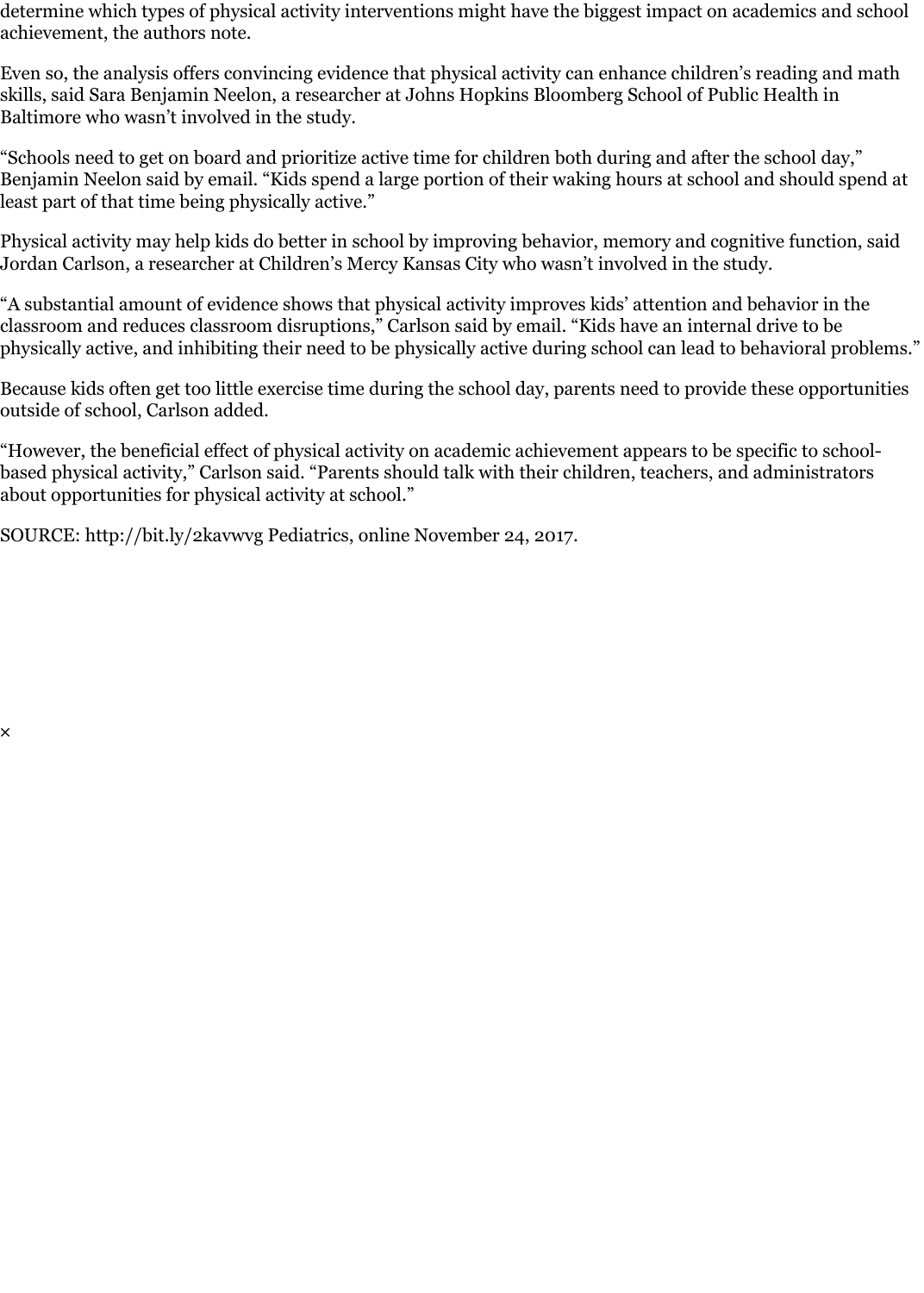determine which types of physical activity interventions might have the biggest impact on academics and school achievement, the authors note.

Even so, the analysis offers convincing evidence that physical activity can enhance children's reading and math skills, said Sara Benjamin Neelon, a researcher at Johns Hopkins Bloomberg School of Public Health in Baltimore who wasn't involved in the study.

"Schools need to get on board and prioritize active time for children both during and after the school day," Benjamin Neelon said by email. "Kids spend a large portion of their waking hours at school and should spend at least part of that time being physically active."

Physical activity may help kids do better in school by improving behavior, memory and cognitive function, said Jordan Carlson, a researcher at Children's Mercy Kansas City who wasn't involved in the study.

"A substantial amount of evidence shows that physical activity improves kids' attention and behavior in the classroom and reduces classroom disruptions," Carlson said by email. "Kids have an internal drive to be physically active, and inhibiting their need to be physically active during school can lead to behavioral problems."

Because kids often get too little exercise time during the school day, parents need to provide these opportunities outside of school, Carlson added.

"However, the beneficial effect of physical activity on academic achievement appears to be specific to school-based physical activity," Carlson said. "Parents should talk with their children, teachers, and administrators about opportunities for physical activity at school."

SOURCE: http://bit.ly/2kavwvg Pediatrics, online November 24, 2017.